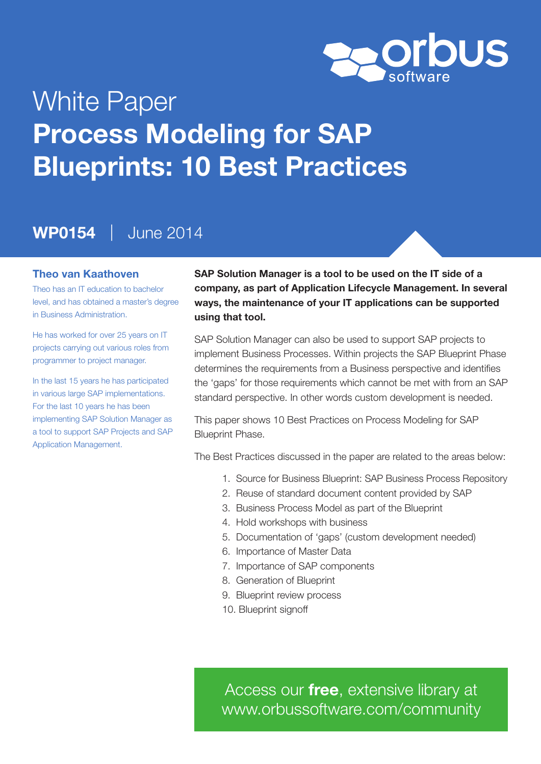orbus software

# White Paper
# Process Modeling for SAP Blueprints: 10 Best Practices

**WP0154** | June 2014

### Theo van Kaathoven

Theo has an IT education to bachelor level, and has obtained a master's degree in Business Administration.

He has worked for over 25 years on IT projects carrying out various roles from programmer to project manager.

In the last 15 years he has participated in various large SAP implementations. For the last 10 years he has been implementing SAP Solution Manager as a tool to support SAP Projects and SAP Application Management.

**SAP Solution Manager is a tool to be used on the IT side of a company, as part of Application Lifecycle Management. In several ways, the maintenance of your IT applications can be supported using that tool.**

SAP Solution Manager can also be used to support SAP projects to implement Business Processes. Within projects the SAP Blueprint Phase determines the requirements from a Business perspective and identifies the 'gaps' for those requirements which cannot be met with from an SAP standard perspective. In other words custom development is needed.

This paper shows 10 Best Practices on Process Modeling for SAP Blueprint Phase.

The Best Practices discussed in the paper are related to the areas below:

1. Source for Business Blueprint: SAP Business Process Repository
2. Reuse of standard document content provided by SAP
3. Business Process Model as part of the Blueprint
4. Hold workshops with business
5. Documentation of 'gaps' (custom development needed)
6. Importance of Master Data
7. Importance of SAP components
8. Generation of Blueprint
9. Blueprint review process
10. Blueprint signoff

Access our **free**, extensive library at www.orbussoftware.com/community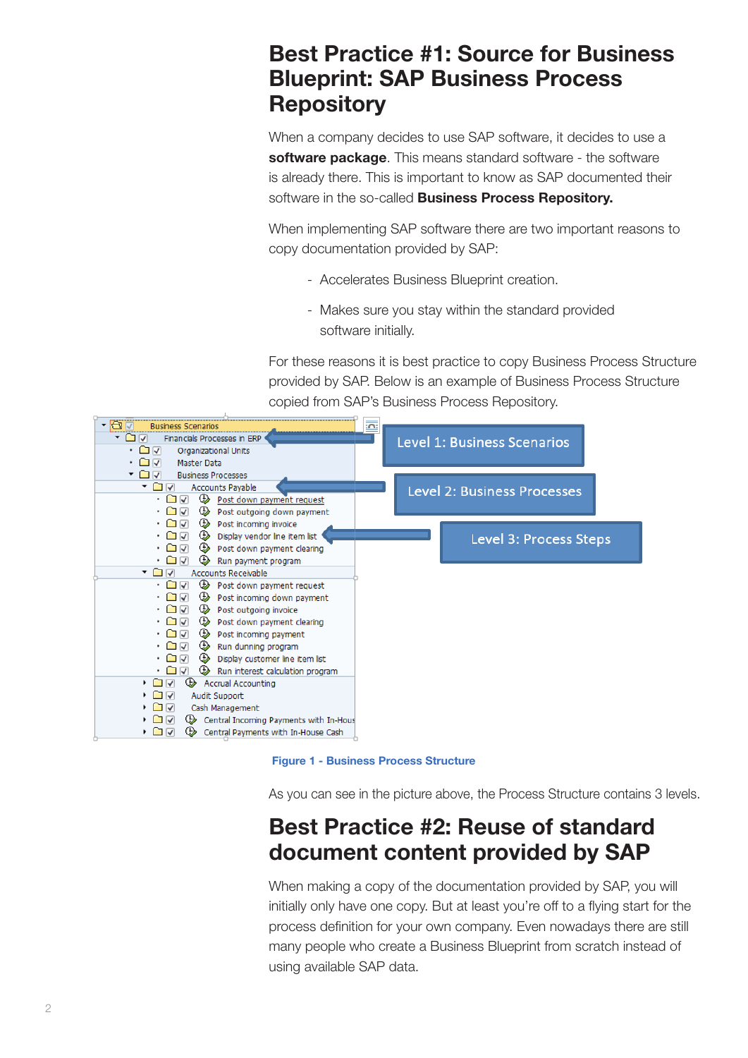# Best Practice #1: Source for Business Blueprint: SAP Business Process Repository

When a company decides to use SAP software, it decides to use a **software package**. This means standard software - the software is already there. This is important to know as SAP documented their software in the so-called **Business Process Repository.**

When implementing SAP software there are two important reasons to copy documentation provided by SAP:

- Accelerates Business Blueprint creation.
- Makes sure you stay within the standard provided software initially.

For these reasons it is best practice to copy Business Process Structure provided by SAP. Below is an example of Business Process Structure copied from SAP's Business Process Repository.

Figure 1 - Business Process Structure

As you can see in the picture above, the Process Structure contains 3 levels.

# Best Practice #2: Reuse of standard document content provided by SAP

When making a copy of the documentation provided by SAP, you will initially only have one copy. But at least you're off to a flying start for the process definition for your own company. Even nowadays there are still many people who create a Business Blueprint from scratch instead of using available SAP data.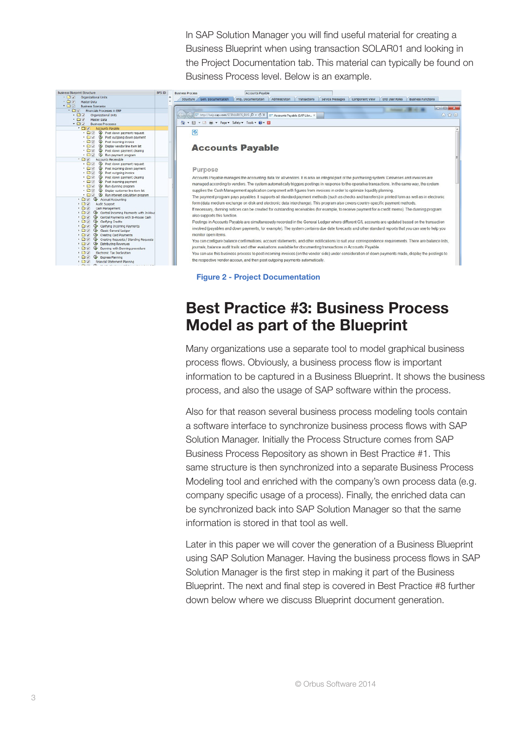In SAP Solution Manager you will find useful material for creating a Business Blueprint when using transaction SOLAR01 and looking in the Project Documentation tab. This material can typically be found on Business Process level. Below is an example.

Figure 2 - Project Documentation

# Best Practice #3: Business Process Model as part of the Blueprint

Many organizations use a separate tool to model graphical business process flows. Obviously, a business process flow is important information to be captured in a Business Blueprint. It shows the business process, and also the usage of SAP software within the process.

Also for that reason several business process modeling tools contain a software interface to synchronize business process flows with SAP Solution Manager. Initially the Process Structure comes from SAP Business Process Repository as shown in Best Practice #1. This same structure is then synchronized into a separate Business Process Modeling tool and enriched with the company's own process data (e.g. company specific usage of a process). Finally, the enriched data can be synchronized back into SAP Solution Manager so that the same information is stored in that tool as well.

Later in this paper we will cover the generation of a Business Blueprint using SAP Solution Manager. Having the business process flows in SAP Solution Manager is the first step in making it part of the Business Blueprint. The next and final step is covered in Best Practice #8 further down below where we discuss Blueprint document generation.

© Orbus Software 2014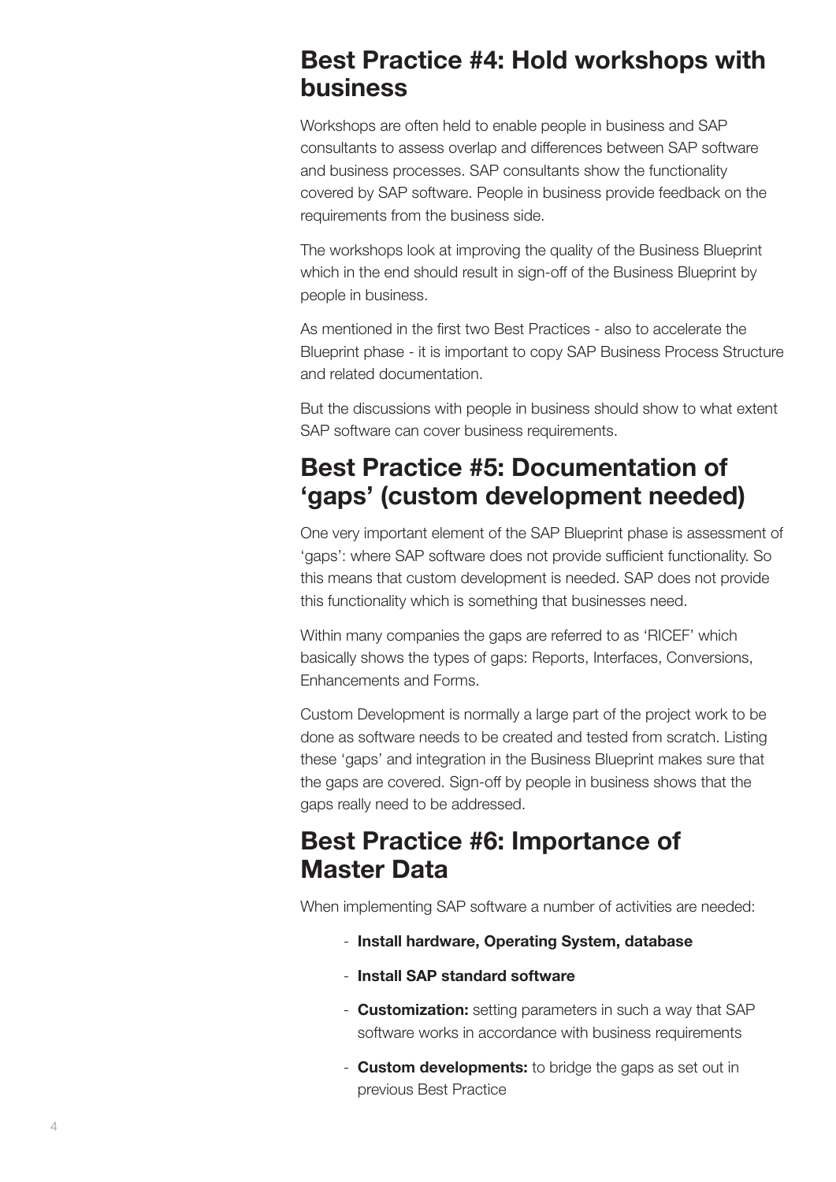## Best Practice #4: Hold workshops with business

Workshops are often held to enable people in business and SAP consultants to assess overlap and differences between SAP software and business processes. SAP consultants show the functionality covered by SAP software. People in business provide feedback on the requirements from the business side.

The workshops look at improving the quality of the Business Blueprint which in the end should result in sign-off of the Business Blueprint by people in business.

As mentioned in the first two Best Practices - also to accelerate the Blueprint phase - it is important to copy SAP Business Process Structure and related documentation.

But the discussions with people in business should show to what extent SAP software can cover business requirements.

## Best Practice #5: Documentation of 'gaps' (custom development needed)

One very important element of the SAP Blueprint phase is assessment of 'gaps': where SAP software does not provide sufficient functionality. So this means that custom development is needed. SAP does not provide this functionality which is something that businesses need.

Within many companies the gaps are referred to as 'RICEF' which basically shows the types of gaps: Reports, Interfaces, Conversions, Enhancements and Forms.

Custom Development is normally a large part of the project work to be done as software needs to be created and tested from scratch. Listing these 'gaps' and integration in the Business Blueprint makes sure that the gaps are covered. Sign-off by people in business shows that the gaps really need to be addressed.

## Best Practice #6: Importance of Master Data

When implementing SAP software a number of activities are needed:

- **Install hardware, Operating System, database**
- **Install SAP standard software**
- **Customization:** setting parameters in such a way that SAP software works in accordance with business requirements
- **Custom developments:** to bridge the gaps as set out in previous Best Practice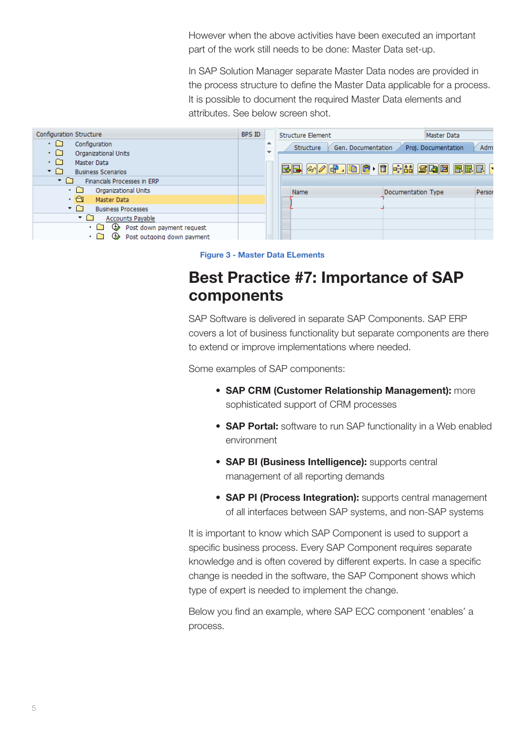However when the above activities have been executed an important part of the work still needs to be done: Master Data set-up.

In SAP Solution Manager separate Master Data nodes are provided in the process structure to define the Master Data applicable for a process. It is possible to document the required Master Data elements and attributes. See below screen shot.

Figure 3 - Master Data ELements

# Best Practice #7: Importance of SAP components

SAP Software is delivered in separate SAP Components. SAP ERP covers a lot of business functionality but separate components are there to extend or improve implementations where needed.

Some examples of SAP components:

- **SAP CRM (Customer Relationship Management):** more sophisticated support of CRM processes
- **SAP Portal:** software to run SAP functionality in a Web enabled environment
- **SAP BI (Business Intelligence):** supports central management of all reporting demands
- **SAP PI (Process Integration):** supports central management of all interfaces between SAP systems, and non-SAP systems

It is important to know which SAP Component is used to support a specific business process. Every SAP Component requires separate knowledge and is often covered by different experts. In case a specific change is needed in the software, the SAP Component shows which type of expert is needed to implement the change.

Below you find an example, where SAP ECC component 'enables' a process.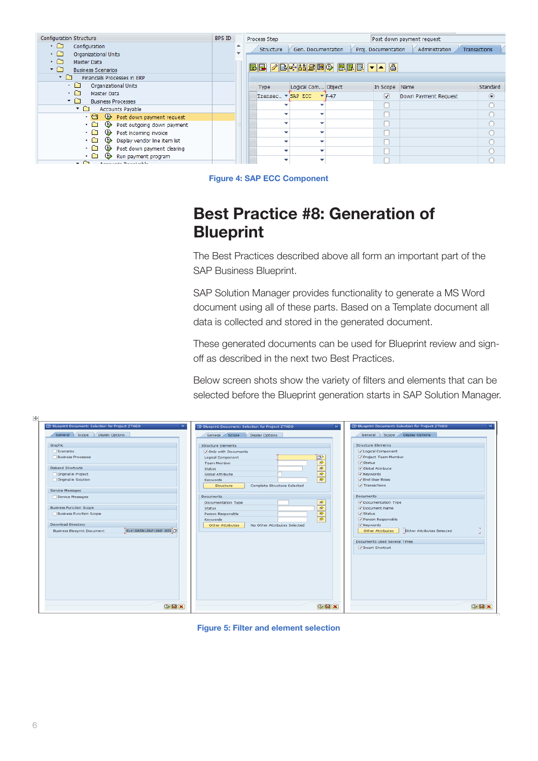Figure 4: SAP ECC Component

# Best Practice #8: Generation of Blueprint

The Best Practices described above all form an important part of the SAP Business Blueprint.

SAP Solution Manager provides functionality to generate a MS Word document using all of these parts. Based on a Template document all data is collected and stored in the generated document.

These generated documents can be used for Blueprint review and sign-off as described in the next two Best Practices.

Below screen shots show the variety of filters and elements that can be selected before the Blueprint generation starts in SAP Solution Manager.

Figure 5: Filter and element selection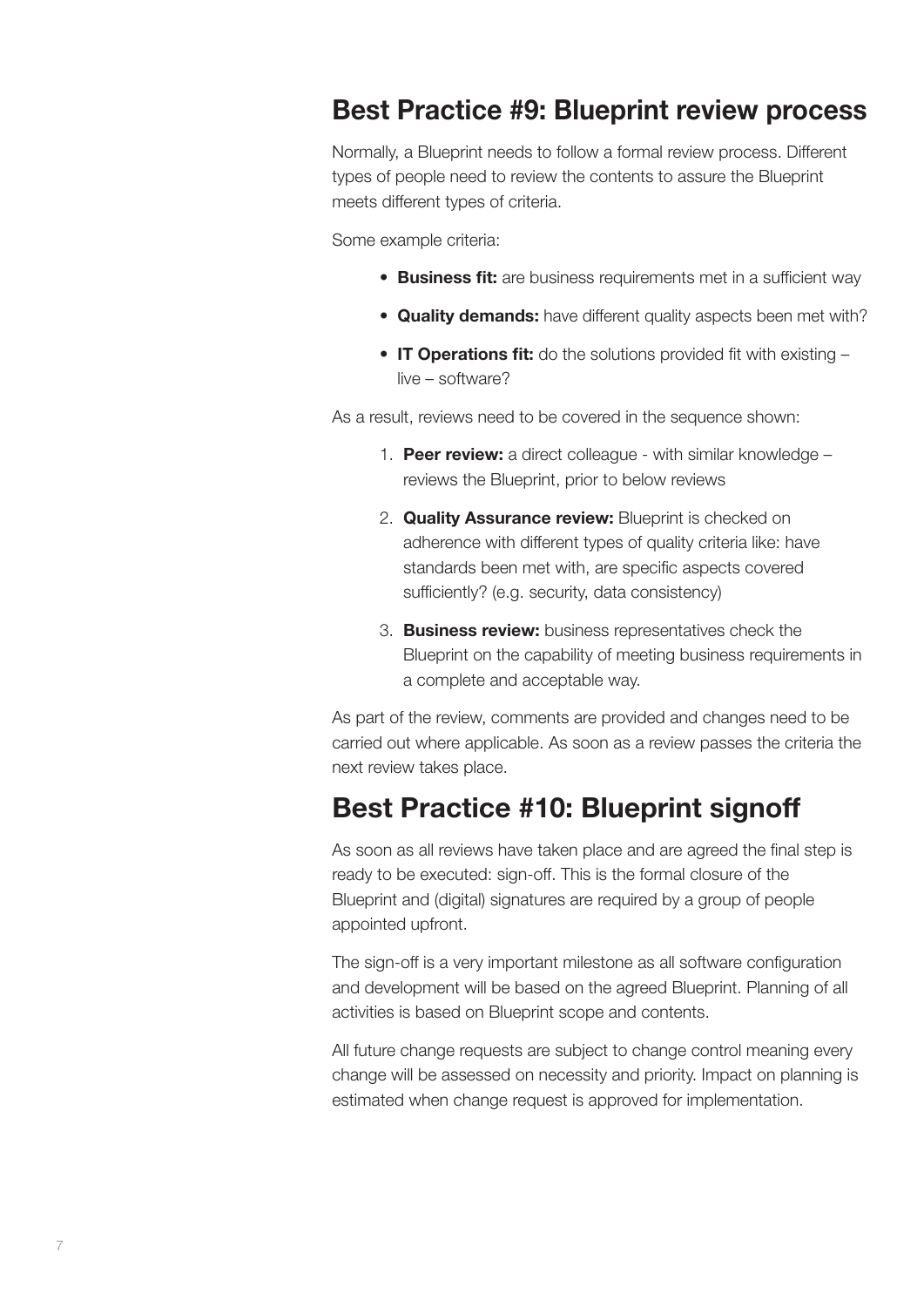## Best Practice #9: Blueprint review process

Normally, a Blueprint needs to follow a formal review process. Different types of people need to review the contents to assure the Blueprint meets different types of criteria.

Some example criteria:

- **Business fit:** are business requirements met in a sufficient way
- **Quality demands:** have different quality aspects been met with?
- **IT Operations fit:** do the solutions provided fit with existing – live – software?

As a result, reviews need to be covered in the sequence shown:

1. **Peer review:** a direct colleague - with similar knowledge – reviews the Blueprint, prior to below reviews
2. **Quality Assurance review:** Blueprint is checked on adherence with different types of quality criteria like: have standards been met with, are specific aspects covered sufficiently? (e.g. security, data consistency)
3. **Business review:** business representatives check the Blueprint on the capability of meeting business requirements in a complete and acceptable way.

As part of the review, comments are provided and changes need to be carried out where applicable. As soon as a review passes the criteria the next review takes place.

## Best Practice #10: Blueprint signoff

As soon as all reviews have taken place and are agreed the final step is ready to be executed: sign-off. This is the formal closure of the Blueprint and (digital) signatures are required by a group of people appointed upfront.

The sign-off is a very important milestone as all software configuration and development will be based on the agreed Blueprint. Planning of all activities is based on Blueprint scope and contents.

All future change requests are subject to change control meaning every change will be assessed on necessity and priority. Impact on planning is estimated when change request is approved for implementation.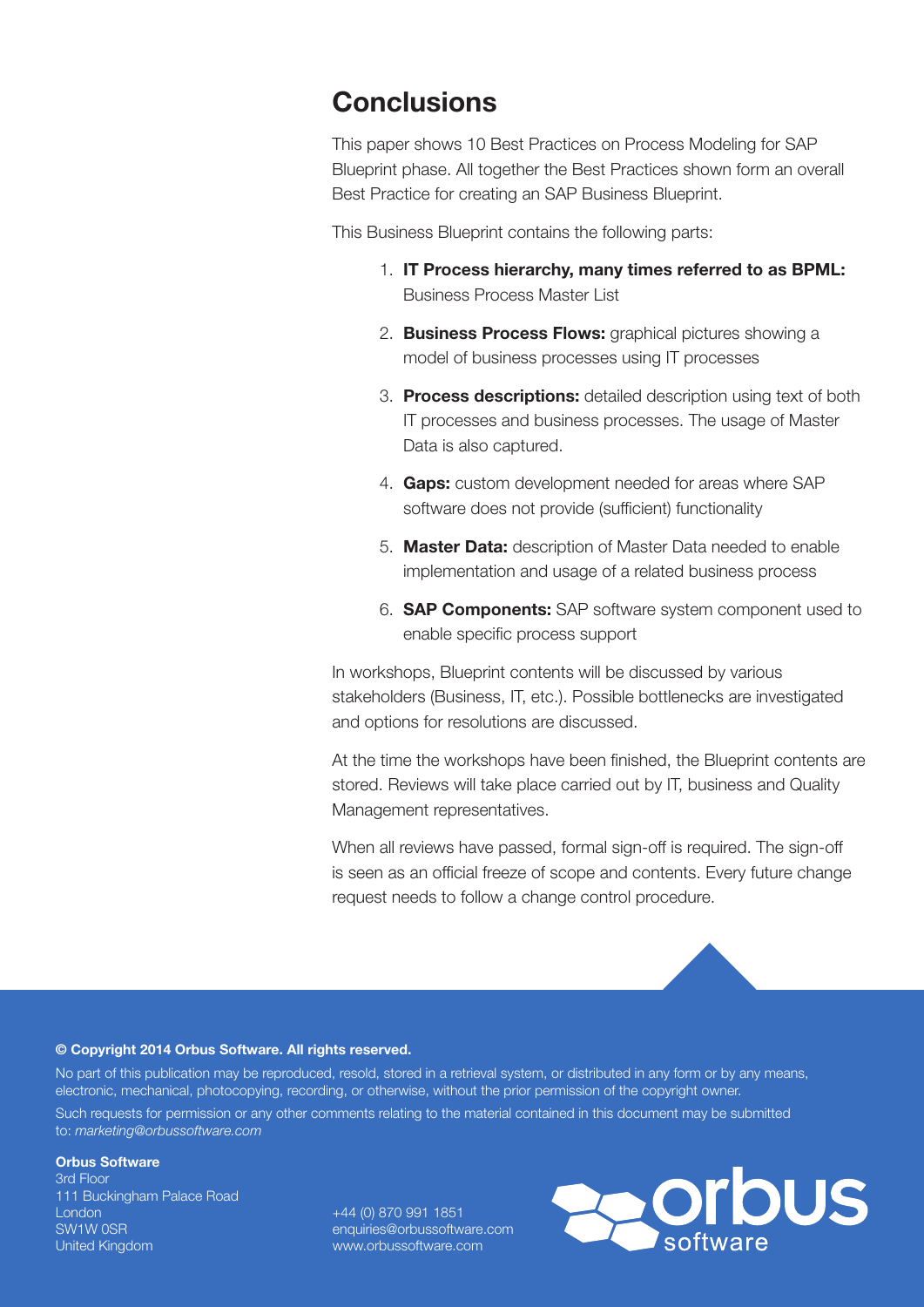# Conclusions

This paper shows 10 Best Practices on Process Modeling for SAP Blueprint phase. All together the Best Practices shown form an overall Best Practice for creating an SAP Business Blueprint.

This Business Blueprint contains the following parts:

1. **IT Process hierarchy, many times referred to as BPML:** Business Process Master List
2. **Business Process Flows:** graphical pictures showing a model of business processes using IT processes
3. **Process descriptions:** detailed description using text of both IT processes and business processes. The usage of Master Data is also captured.
4. **Gaps:** custom development needed for areas where SAP software does not provide (sufficient) functionality
5. **Master Data:** description of Master Data needed to enable implementation and usage of a related business process
6. **SAP Components:** SAP software system component used to enable specific process support

In workshops, Blueprint contents will be discussed by various stakeholders (Business, IT, etc.). Possible bottlenecks are investigated and options for resolutions are discussed.

At the time the workshops have been finished, the Blueprint contents are stored. Reviews will take place carried out by IT, business and Quality Management representatives.

When all reviews have passed, formal sign-off is required. The sign-off is seen as an official freeze of scope and contents. Every future change request needs to follow a change control procedure.

**© Copyright 2014 Orbus Software. All rights reserved.**

No part of this publication may be reproduced, resold, stored in a retrieval system, or distributed in any form or by any means, electronic, mechanical, photocopying, recording, or otherwise, without the prior permission of the copyright owner.

Such requests for permission or any other comments relating to the material contained in this document may be submitted to: *marketing@orbussoftware.com*

**Orbus Software**
3rd Floor
111 Buckingham Palace Road
London
SW1W 0SR
United Kingdom

+44 (0) 870 991 1851
enquiries@orbussoftware.com
www.orbussoftware.com

orbus software